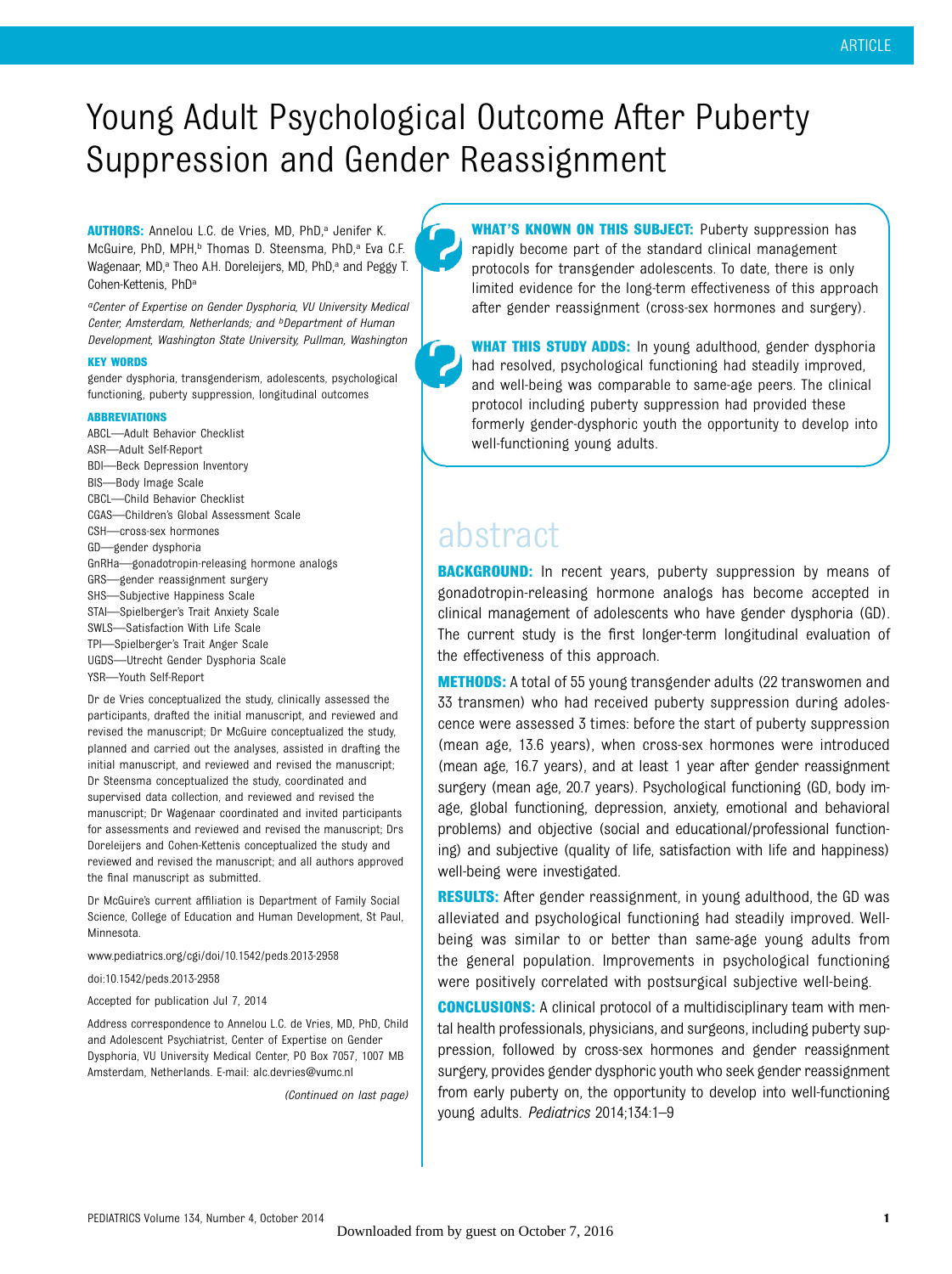# Young Adult Psychological Outcome After Puberty Suppression and Gender Reassignment

**AUTHORS:** Annelou L.C. de Vries, MD, PhD,[a] Jenifer K. McGuire, PhD, MPH,[b] Thomas D. Steensma, PhD,[a] Eva C.F. Wagenaar, MD,[a] Theo A.H. Doreleijers, MD, PhD,[a] and Peggy T. Cohen-Kettenis, PhD[a]

*[a]Center of Expertise on Gender Dysphoria, VU University Medical Center, Amsterdam, Netherlands; and [b]Department of Human Development, Washington State University, Pullman, Washington*

**KEY WORDS**

gender dysphoria, transgenderism, adolescents, psychological functioning, puberty suppression, longitudinal outcomes

**ABBREVIATIONS**

ABCL—Adult Behavior Checklist
ASR—Adult Self-Report
BDI—Beck Depression Inventory
BIS—Body Image Scale
CBCL—Child Behavior Checklist
CGAS—Children's Global Assessment Scale
CSH—cross-sex hormones
GD—gender dysphoria
GnRHa—gonadotropin-releasing hormone analogs
GRS—gender reassignment surgery
SHS—Subjective Happiness Scale
STAI—Spielberger's Trait Anxiety Scale
SWLS—Satisfaction With Life Scale
TPI—Spielberger's Trait Anger Scale
UGDS—Utrecht Gender Dysphoria Scale
YSR—Youth Self-Report

Dr de Vries conceptualized the study, clinically assessed the participants, drafted the initial manuscript, and reviewed and revised the manuscript; Dr McGuire conceptualized the study, planned and carried out the analyses, assisted in drafting the initial manuscript, and reviewed and revised the manuscript; Dr Steensma conceptualized the study, coordinated and supervised data collection, and reviewed and revised the manuscript; Dr Wagenaar coordinated and invited participants for assessments and reviewed and revised the manuscript; Drs Doreleijers and Cohen-Kettenis conceptualized the study and reviewed and revised the manuscript; and all authors approved the final manuscript as submitted.

Dr McGuire's current affiliation is Department of Family Social Science, College of Education and Human Development, St Paul, Minnesota.

www.pediatrics.org/cgi/doi/10.1542/peds.2013-2958

doi:10.1542/peds.2013-2958

Accepted for publication Jul 7, 2014

Address correspondence to Annelou L.C. de Vries, MD, PhD, Child and Adolescent Psychiatrist, Center of Expertise on Gender Dysphoria, VU University Medical Center, PO Box 7057, 1007 MB Amsterdam, Netherlands. E-mail: alc.devries@vumc.nl

*(Continued on last page)*

**WHAT'S KNOWN ON THIS SUBJECT:** Puberty suppression has rapidly become part of the standard clinical management protocols for transgender adolescents. To date, there is only limited evidence for the long-term effectiveness of this approach after gender reassignment (cross-sex hormones and surgery).

**WHAT THIS STUDY ADDS:** In young adulthood, gender dysphoria had resolved, psychological functioning had steadily improved, and well-being was comparable to same-age peers. The clinical protocol including puberty suppression had provided these formerly gender-dysphoric youth the opportunity to develop into well-functioning young adults.

## abstract

**BACKGROUND:** In recent years, puberty suppression by means of gonadotropin-releasing hormone analogs has become accepted in clinical management of adolescents who have gender dysphoria (GD). The current study is the first longer-term longitudinal evaluation of the effectiveness of this approach.

**METHODS:** A total of 55 young transgender adults (22 transwomen and 33 transmen) who had received puberty suppression during adolescence were assessed 3 times: before the start of puberty suppression (mean age, 13.6 years), when cross-sex hormones were introduced (mean age, 16.7 years), and at least 1 year after gender reassignment surgery (mean age, 20.7 years). Psychological functioning (GD, body image, global functioning, depression, anxiety, emotional and behavioral problems) and objective (social and educational/professional functioning) and subjective (quality of life, satisfaction with life and happiness) well-being were investigated.

**RESULTS:** After gender reassignment, in young adulthood, the GD was alleviated and psychological functioning had steadily improved. Well-being was similar to or better than same-age young adults from the general population. Improvements in psychological functioning were positively correlated with postsurgical subjective well-being.

**CONCLUSIONS:** A clinical protocol of a multidisciplinary team with mental health professionals, physicians, and surgeons, including puberty suppression, followed by cross-sex hormones and gender reassignment surgery, provides gender dysphoric youth who seek gender reassignment from early puberty on, the opportunity to develop into well-functioning young adults. *Pediatrics* 2014;134:1–9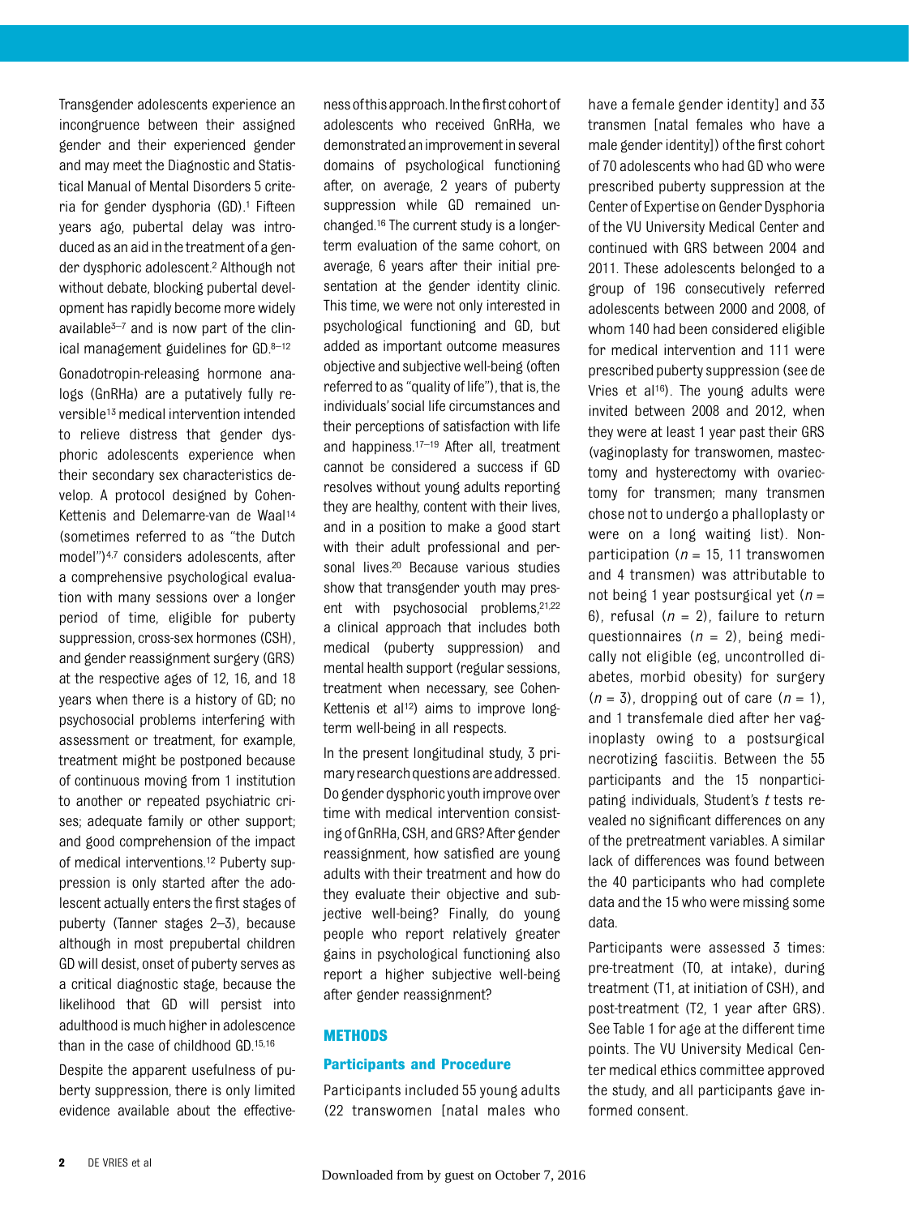Transgender adolescents experience an incongruence between their assigned gender and their experienced gender and may meet the Diagnostic and Statistical Manual of Mental Disorders 5 criteria for gender dysphoria (GD).[1] Fifteen years ago, pubertal delay was introduced as an aid in the treatment of a gender dysphoric adolescent.[2] Although not without debate, blocking pubertal development has rapidly become more widely available[3–7] and is now part of the clinical management guidelines for GD.[8–12]

Gonadotropin-releasing hormone analogs (GnRHa) are a putatively fully reversible[13] medical intervention intended to relieve distress that gender dysphoric adolescents experience when their secondary sex characteristics develop. A protocol designed by Cohen-Kettenis and Delemarre-van de Waal[14] (sometimes referred to as "the Dutch model")[4,7] considers adolescents, after a comprehensive psychological evaluation with many sessions over a longer period of time, eligible for puberty suppression, cross-sex hormones (CSH), and gender reassignment surgery (GRS) at the respective ages of 12, 16, and 18 years when there is a history of GD; no psychosocial problems interfering with assessment or treatment, for example, treatment might be postponed because of continuous moving from 1 institution to another or repeated psychiatric crises; adequate family or other support; and good comprehension of the impact of medical interventions.[12] Puberty suppression is only started after the adolescent actually enters the first stages of puberty (Tanner stages 2–3), because although in most prepubertal children GD will desist, onset of puberty serves as a critical diagnostic stage, because the likelihood that GD will persist into adulthood is much higher in adolescence than in the case of childhood GD.[15,16]

Despite the apparent usefulness of puberty suppression, there is only limited evidence available about the effectiveness of this approach. In the first cohort of adolescents who received GnRHa, we demonstrated an improvement in several domains of psychological functioning after, on average, 2 years of puberty suppression while GD remained unchanged.[16] The current study is a longer-term evaluation of the same cohort, on average, 6 years after their initial presentation at the gender identity clinic. This time, we were not only interested in psychological functioning and GD, but added as important outcome measures objective and subjective well-being (often referred to as "quality of life"), that is, the individuals' social life circumstances and their perceptions of satisfaction with life and happiness.[17–19] After all, treatment cannot be considered a success if GD resolves without young adults reporting they are healthy, content with their lives, and in a position to make a good start with their adult professional and personal lives.[20] Because various studies show that transgender youth may present with psychosocial problems,[21,22] a clinical approach that includes both medical (puberty suppression) and mental health support (regular sessions, treatment when necessary, see Cohen-Kettenis et al[12]) aims to improve long-term well-being in all respects.

In the present longitudinal study, 3 primary research questions are addressed. Do gender dysphoric youth improve over time with medical intervention consisting of GnRHa, CSH, and GRS? After gender reassignment, how satisfied are young adults with their treatment and how do they evaluate their objective and subjective well-being? Finally, do young people who report relatively greater gains in psychological functioning also report a higher subjective well-being after gender reassignment?

## METHODS

### Participants and Procedure

Participants included 55 young adults (22 transwomen [natal males who have a female gender identity] and 33 transmen [natal females who have a male gender identity]) of the first cohort of 70 adolescents who had GD who were prescribed puberty suppression at the Center of Expertise on Gender Dysphoria of the VU University Medical Center and continued with GRS between 2004 and 2011. These adolescents belonged to a group of 196 consecutively referred adolescents between 2000 and 2008, of whom 140 had been considered eligible for medical intervention and 111 were prescribed puberty suppression (see de Vries et al[16]). The young adults were invited between 2008 and 2012, when they were at least 1 year past their GRS (vaginoplasty for transwomen, mastectomy and hysterectomy with ovariectomy for transmen; many transmen chose not to undergo a phalloplasty or were on a long waiting list). Nonparticipation ($n$ = 15, 11 transwomen and 4 transmen) was attributable to not being 1 year postsurgical yet ($n$ = 6), refusal ($n$ = 2), failure to return questionnaires ($n$ = 2), being medically not eligible (eg, uncontrolled diabetes, morbid obesity) for surgery ($n$ = 3), dropping out of care ($n$ = 1), and 1 transfemale died after her vaginoplasty owing to a postsurgical necrotizing fasciitis. Between the 55 participants and the 15 nonparticipating individuals, Student's $t$ tests revealed no significant differences on any of the pretreatment variables. A similar lack of differences was found between the 40 participants who had complete data and the 15 who were missing some data.

Participants were assessed 3 times: pre-treatment (T0, at intake), during treatment (T1, at initiation of CSH), and post-treatment (T2, 1 year after GRS). See Table 1 for age at the different time points. The VU University Medical Center medical ethics committee approved the study, and all participants gave informed consent.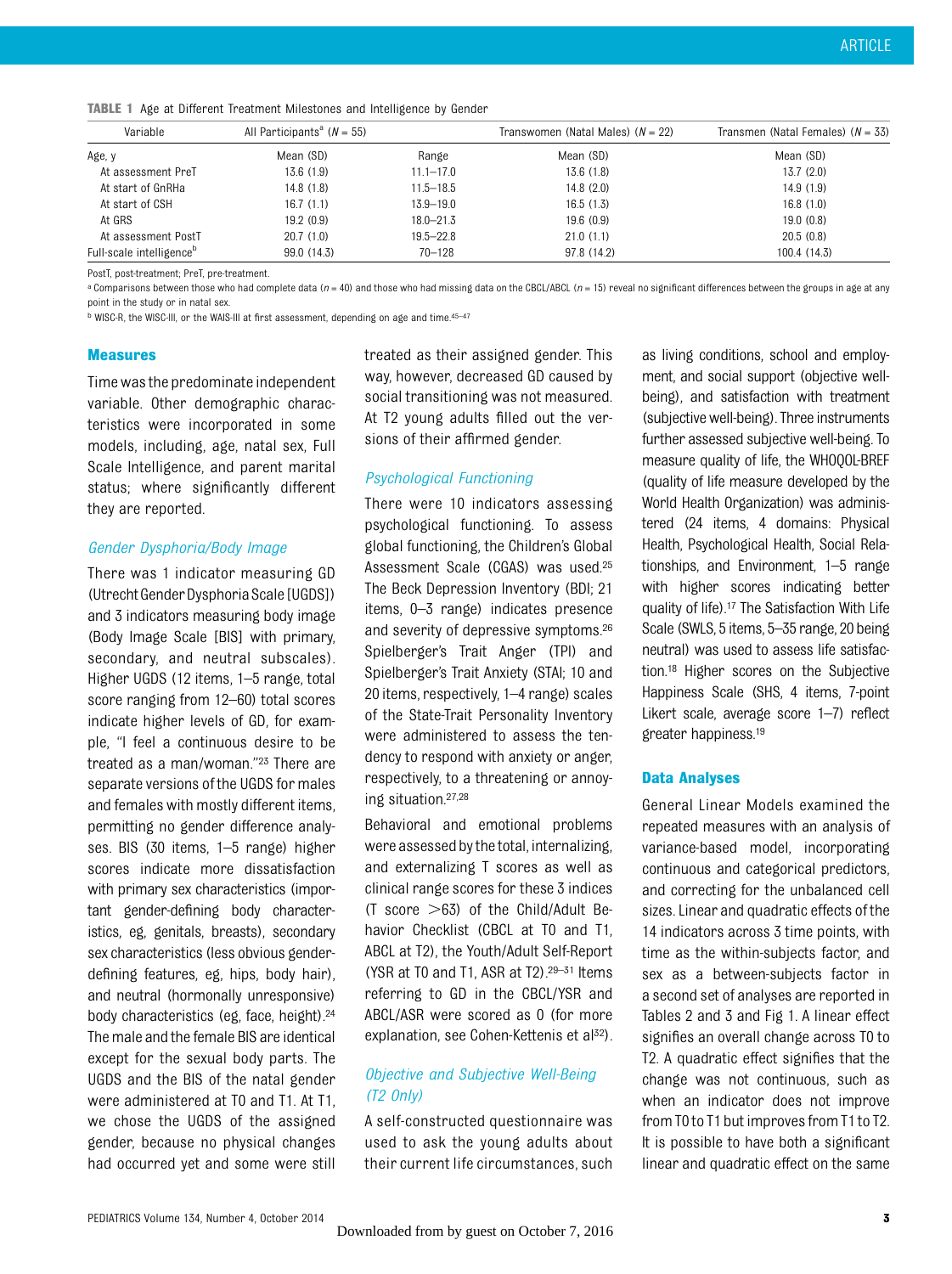**TABLE 1** Age at Different Treatment Milestones and Intelligence by Gender

| Variable | All Participants[a] (N = 55) | | Transwomen (Natal Males) (N = 22) | Transmen (Natal Females) (N = 33) |
|---|---|---|---|---|
| Age, y | Mean (SD) | Range | Mean (SD) | Mean (SD) |
| At assessment PreT | 13.6 (1.9) | 11.1–17.0 | 13.6 (1.8) | 13.7 (2.0) |
| At start of GnRHa | 14.8 (1.8) | 11.5–18.5 | 14.8 (2.0) | 14.9 (1.9) |
| At start of CSH | 16.7 (1.1) | 13.9–19.0 | 16.5 (1.3) | 16.8 (1.0) |
| At GRS | 19.2 (0.9) | 18.0–21.3 | 19.6 (0.9) | 19.0 (0.8) |
| At assessment PostT | 20.7 (1.0) | 19.5–22.8 | 21.0 (1.1) | 20.5 (0.8) |
| Full-scale intelligence[b] | 99.0 (14.3) | 70–128 | 97.8 (14.2) | 100.4 (14.3) |

PostT, post-treatment; PreT, pre-treatment.

[a] Comparisons between those who had complete data (n = 40) and those who had missing data on the CBCL/ABCL (n = 15) reveal no significant differences between the groups in age at any point in the study or in natal sex.

[b] WISC-R, the WISC-III, or the WAIS-III at first assessment, depending on age and time.[45–47]

## Measures

Time was the predominate independent variable. Other demographic characteristics were incorporated in some models, including, age, natal sex, Full Scale Intelligence, and parent marital status; where significantly different they are reported.

### *Gender Dysphoria/Body Image*

There was 1 indicator measuring GD (Utrecht Gender Dysphoria Scale [UGDS]) and 3 indicators measuring body image (Body Image Scale [BIS] with primary, secondary, and neutral subscales). Higher UGDS (12 items, 1–5 range, total score ranging from 12–60) total scores indicate higher levels of GD, for example, "I feel a continuous desire to be treated as a man/woman."[23] There are separate versions of the UGDS for males and females with mostly different items, permitting no gender difference analyses. BIS (30 items, 1–5 range) higher scores indicate more dissatisfaction with primary sex characteristics (important gender-defining body characteristics, eg, genitals, breasts), secondary sex characteristics (less obvious gender-defining features, eg, hips, body hair), and neutral (hormonally unresponsive) body characteristics (eg, face, height).[24] The male and the female BIS are identical except for the sexual body parts. The UGDS and the BIS of the natal gender were administered at T0 and T1. At T1, we chose the UGDS of the assigned gender, because no physical changes had occurred yet and some were still treated as their assigned gender. This way, however, decreased GD caused by social transitioning was not measured. At T2 young adults filled out the versions of their affirmed gender.

### *Psychological Functioning*

There were 10 indicators assessing psychological functioning. To assess global functioning, the Children's Global Assessment Scale (CGAS) was used.[25] The Beck Depression Inventory (BDI; 21 items, 0–3 range) indicates presence and severity of depressive symptoms.[26] Spielberger's Trait Anger (TPI) and Spielberger's Trait Anxiety (STAI; 10 and 20 items, respectively, 1–4 range) scales of the State-Trait Personality Inventory were administered to assess the tendency to respond with anxiety or anger, respectively, to a threatening or annoying situation.[27,28]

Behavioral and emotional problems were assessed by the total, internalizing, and externalizing T scores as well as clinical range scores for these 3 indices (T score >63) of the Child/Adult Behavior Checklist (CBCL at T0 and T1, ABCL at T2), the Youth/Adult Self-Report (YSR at T0 and T1, ASR at T2).[29–31] Items referring to GD in the CBCL/YSR and ABCL/ASR were scored as 0 (for more explanation, see Cohen-Kettenis et al[32]).

### *Objective and Subjective Well-Being (T2 Only)*

A self-constructed questionnaire was used to ask the young adults about their current life circumstances, such as living conditions, school and employment, and social support (objective well-being), and satisfaction with treatment (subjective well-being). Three instruments further assessed subjective well-being. To measure quality of life, the WHOQOL-BREF (quality of life measure developed by the World Health Organization) was administered (24 items, 4 domains: Physical Health, Psychological Health, Social Relationships, and Environment, 1–5 range with higher scores indicating better quality of life).[17] The Satisfaction With Life Scale (SWLS, 5 items, 5–35 range, 20 being neutral) was used to assess life satisfaction.[18] Higher scores on the Subjective Happiness Scale (SHS, 4 items, 7-point Likert scale, average score 1–7) reflect greater happiness.[19]

## Data Analyses

General Linear Models examined the repeated measures with an analysis of variance-based model, incorporating continuous and categorical predictors, and correcting for the unbalanced cell sizes. Linear and quadratic effects of the 14 indicators across 3 time points, with time as the within-subjects factor, and sex as a between-subjects factor in a second set of analyses are reported in Tables 2 and 3 and Fig 1. A linear effect signifies an overall change across T0 to T2. A quadratic effect signifies that the change was not continuous, such as when an indicator does not improve from T0 to T1 but improves from T1 to T2. It is possible to have both a significant linear and quadratic effect on the same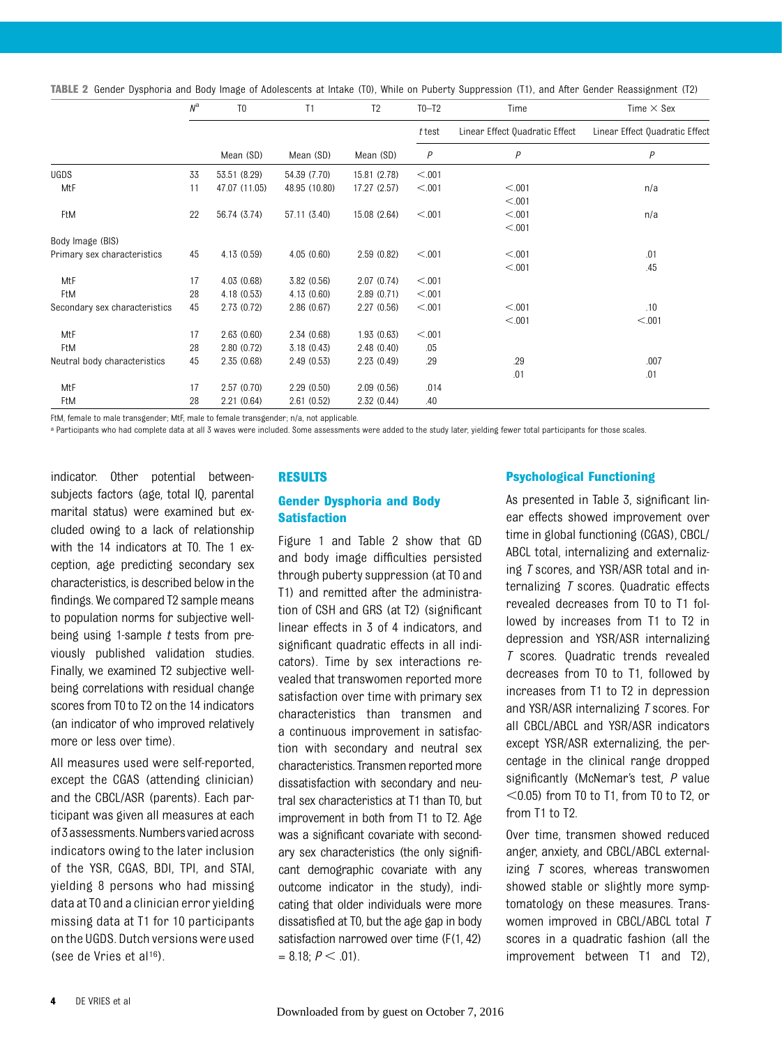**TABLE 2** Gender Dysphoria and Body Image of Adolescents at Intake (T0), While on Puberty Suppression (T1), and After Gender Reassignment (T2)

| | $N$[a] | T0 | T1 | T2 | T0–T2 | Time | | Time × Sex | |
|---|---|---|---|---|---|---|---|---|---|
| | | | | | $t$ test | Linear Effect | Quadratic Effect | Linear Effect | Quadratic Effect |
| | | Mean (SD) | Mean (SD) | Mean (SD) | $P$ | $P$ | | $P$ | |
| UGDS | 33 | 53.51 (8.29) | 54.39 (7.70) | 15.81 (2.78) | <.001 | | | | |
| MtF | 11 | 47.07 (11.05) | 48.95 (10.80) | 17.27 (2.57) | <.001 | <.001 | <.001 | n/a | |
| FtM | 22 | 56.74 (3.74) | 57.11 (3.40) | 15.08 (2.64) | <.001 | <.001 | <.001 | n/a | |
| Body Image (BIS) | | | | | | | | | |
| Primary sex characteristics | 45 | 4.13 (0.59) | 4.05 (0.60) | 2.59 (0.82) | <.001 | <.001 | <.001 | .01 | .45 |
| MtF | 17 | 4.03 (0.68) | 3.82 (0.56) | 2.07 (0.74) | <.001 | | | | |
| FtM | 28 | 4.18 (0.53) | 4.13 (0.60) | 2.89 (0.71) | <.001 | | | | |
| Secondary sex characteristics | 45 | 2.73 (0.72) | 2.86 (0.67) | 2.27 (0.56) | <.001 | <.001 | <.001 | .10 | <.001 |
| MtF | 17 | 2.63 (0.60) | 2.34 (0.68) | 1.93 (0.63) | <.001 | | | | |
| FtM | 28 | 2.80 (0.72) | 3.18 (0.43) | 2.48 (0.40) | .05 | | | | |
| Neutral body characteristics | 45 | 2.35 (0.68) | 2.49 (0.53) | 2.23 (0.49) | .29 | .29 | .01 | .007 | .01 |
| MtF | 17 | 2.57 (0.70) | 2.29 (0.50) | 2.09 (0.56) | .014 | | | | |
| FtM | 28 | 2.21 (0.64) | 2.61 (0.52) | 2.32 (0.44) | .40 | | | | |

FtM, female to male transgender; MtF, male to female transgender; n/a, not applicable.

[a] Participants who had complete data at all 3 waves were included. Some assessments were added to the study later, yielding fewer total participants for those scales.

indicator. Other potential between-subjects factors (age, total IQ, parental marital status) were examined but excluded owing to a lack of relationship with the 14 indicators at T0. The 1 exception, age predicting secondary sex characteristics, is described below in the findings. We compared T2 sample means to population norms for subjective well-being using 1-sample $t$ tests from previously published validation studies. Finally, we examined T2 subjective well-being correlations with residual change scores from T0 to T2 on the 14 indicators (an indicator of who improved relatively more or less over time).

All measures used were self-reported, except the CGAS (attending clinician) and the CBCL/ASR (parents). Each participant was given all measures at each of 3 assessments. Numbers varied across indicators owing to the later inclusion of the YSR, CGAS, BDI, TPI, and STAI, yielding 8 persons who had missing data at T0 and a clinician error yielding missing data at T1 for 10 participants on the UGDS. Dutch versions were used (see de Vries et al[16]).

## RESULTS

### Gender Dysphoria and Body Satisfaction

Figure 1 and Table 2 show that GD and body image difficulties persisted through puberty suppression (at T0 and T1) and remitted after the administration of CSH and GRS (at T2) (significant linear effects in 3 of 4 indicators, and significant quadratic effects in all indicators). Time by sex interactions revealed that transwomen reported more satisfaction over time with primary sex characteristics than transmen and a continuous improvement in satisfaction with secondary and neutral sex characteristics. Transmen reported more dissatisfaction with secondary and neutral sex characteristics at T1 than T0, but improvement in both from T1 to T2. Age was a significant covariate with secondary sex characteristics (the only significant demographic covariate with any outcome indicator in the study), indicating that older individuals were more dissatisfied at T0, but the age gap in body satisfaction narrowed over time ($F(1, 42) = 8.18$; $P < .01$).

### Psychological Functioning

As presented in Table 3, significant linear effects showed improvement over time in global functioning (CGAS), CBCL/ABCL total, internalizing and externalizing $T$ scores, and YSR/ASR total and internalizing $T$ scores. Quadratic effects revealed decreases from T0 to T1 followed by increases from T1 to T2 in depression and YSR/ASR internalizing $T$ scores. Quadratic trends revealed decreases from T0 to T1, followed by increases from T1 to T2 in depression and YSR/ASR internalizing $T$ scores. For all CBCL/ABCL and YSR/ASR indicators except YSR/ASR externalizing, the percentage in the clinical range dropped significantly (McNemar's test, $P$ value $<0.05$) from T0 to T1, from T0 to T2, or from T1 to T2.

Over time, transmen showed reduced anger, anxiety, and CBCL/ABCL externalizing $T$ scores, whereas transwomen showed stable or slightly more symptomatology on these measures. Transwomen improved in CBCL/ABCL total $T$ scores in a quadratic fashion (all the improvement between T1 and T2),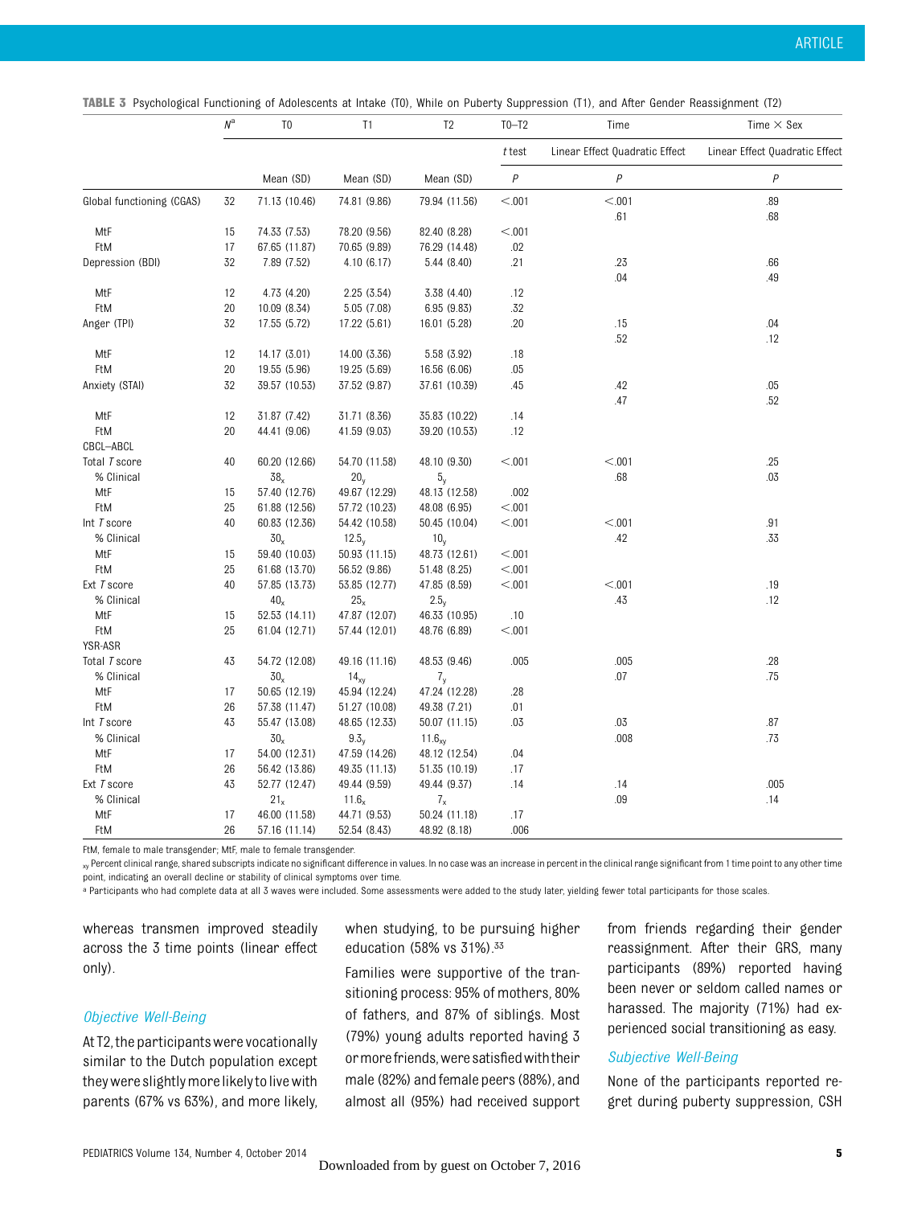**TABLE 3** Psychological Functioning of Adolescents at Intake (T0), While on Puberty Suppression (T1), and After Gender Reassignment (T2)

| | $N$[a] | T0 | T1 | T2 | T0–T2 | Time | Time × Sex |
|---|---|---|---|---|---|---|---|
| | | | | | $t$ test | Linear Effect Quadratic Effect | Linear Effect Quadratic Effect |
| | | Mean (SD) | Mean (SD) | Mean (SD) | $P$ | $P$ | $P$ |
| Global functioning (CGAS) | 32 | 71.13 (10.46) | 74.81 (9.86) | 79.94 (11.56) | <.001 | <.001 | .89 |
| | | | | | | .61 | .68 |
| MtF | 15 | 74.33 (7.53) | 78.20 (9.56) | 82.40 (8.28) | <.001 | | |
| FtM | 17 | 67.65 (11.87) | 70.65 (9.89) | 76.29 (14.48) | .02 | | |
| Depression (BDI) | 32 | 7.89 (7.52) | 4.10 (6.17) | 5.44 (8.40) | .21 | .23 | .66 |
| | | | | | | .04 | .49 |
| MtF | 12 | 4.73 (4.20) | 2.25 (3.54) | 3.38 (4.40) | .12 | | |
| FtM | 20 | 10.09 (8.34) | 5.05 (7.08) | 6.95 (9.83) | .32 | | |
| Anger (TPI) | 32 | 17.55 (5.72) | 17.22 (5.61) | 16.01 (5.28) | .20 | .15 | .04 |
| | | | | | | .52 | .12 |
| MtF | 12 | 14.17 (3.01) | 14.00 (3.36) | 5.58 (3.92) | .18 | | |
| FtM | 20 | 19.55 (5.96) | 19.25 (5.69) | 16.56 (6.06) | .05 | | |
| Anxiety (STAI) | 32 | 39.57 (10.53) | 37.52 (9.87) | 37.61 (10.39) | .45 | .42 | .05 |
| | | | | | | .47 | .52 |
| MtF | 12 | 31.87 (7.42) | 31.71 (8.36) | 35.83 (10.22) | .14 | | |
| FtM | 20 | 44.41 (9.06) | 41.59 (9.03) | 39.20 (10.53) | .12 | | |
| CBCL–ABCL | | | | | | | |
| Total $T$ score | 40 | 60.20 (12.66) | 54.70 (11.58) | 48.10 (9.30) | <.001 | <.001 | .25 |
| % Clinical | | $38_x$ | $20_y$ | $5_y$ | | .68 | .03 |
| MtF | 15 | 57.40 (12.76) | 49.67 (12.29) | 48.13 (12.58) | .002 | | |
| FtM | 25 | 61.88 (12.56) | 57.72 (10.23) | 48.08 (6.95) | <.001 | | |
| Int $T$ score | 40 | 60.83 (12.36) | 54.42 (10.58) | 50.45 (10.04) | <.001 | <.001 | .91 |
| % Clinical | | $30_x$ | $12.5_y$ | $10_y$ | | .42 | .33 |
| MtF | 15 | 59.40 (10.03) | 50.93 (11.15) | 48.73 (12.61) | <.001 | | |
| FtM | 25 | 61.68 (13.70) | 56.52 (9.86) | 51.48 (8.25) | <.001 | | |
| Ext $T$ score | 40 | 57.85 (13.73) | 53.85 (12.77) | 47.85 (8.59) | <.001 | <.001 | .19 |
| % Clinical | | $40_x$ | $25_x$ | $2.5_y$ | | .43 | .12 |
| MtF | 15 | 52.53 (14.11) | 47.87 (12.07) | 46.33 (10.95) | .10 | | |
| FtM | 25 | 61.04 (12.71) | 57.44 (12.01) | 48.76 (6.89) | <.001 | | |
| YSR-ASR | | | | | | | |
| Total $T$ score | 43 | 54.72 (12.08) | 49.16 (11.16) | 48.53 (9.46) | .005 | .005 | .28 |
| % Clinical | | $30_x$ | $14_{xy}$ | $7_y$ | | .07 | .75 |
| MtF | 17 | 50.65 (12.19) | 45.94 (12.24) | 47.24 (12.28) | .28 | | |
| FtM | 26 | 57.38 (11.47) | 51.27 (10.08) | 49.38 (7.21) | .01 | | |
| Int $T$ score | 43 | 55.47 (13.08) | 48.65 (12.33) | 50.07 (11.15) | .03 | .03 | .87 |
| % Clinical | | $30_x$ | $9.3_y$ | $11.6_{xy}$ | | .008 | .73 |
| MtF | 17 | 54.00 (12.31) | 47.59 (14.26) | 48.12 (12.54) | .04 | | |
| FtM | 26 | 56.42 (13.86) | 49.35 (11.13) | 51.35 (10.19) | .17 | | |
| Ext $T$ score | 43 | 52.77 (12.47) | 49.44 (9.59) | 49.44 (9.37) | .14 | .14 | .005 |
| % Clinical | | $21_x$ | $11.6_x$ | $7_x$ | | .09 | .14 |
| MtF | 17 | 46.00 (11.58) | 44.71 (9.53) | 50.24 (11.18) | .17 | | |
| FtM | 26 | 57.16 (11.14) | 52.54 (8.43) | 48.92 (8.18) | .006 | | |

FtM, female to male transgender; MtF, male to female transgender.

$_{xy}$ Percent clinical range, shared subscripts indicate no significant difference in values. In no case was an increase in percent in the clinical range significant from 1 time point to any other time point, indicating an overall decline or stability of clinical symptoms over time.

[a] Participants who had complete data at all 3 waves were included. Some assessments were added to the study later, yielding fewer total participants for those scales.

whereas transmen improved steadily across the 3 time points (linear effect only).

### Objective Well-Being

At T2, the participants were vocationally similar to the Dutch population except they were slightly more likely to live with parents (67% vs 63%), and more likely, when studying, to be pursuing higher education (58% vs 31%).[33]

Families were supportive of the transitioning process: 95% of mothers, 80% of fathers, and 87% of siblings. Most (79%) young adults reported having 3 or more friends, were satisfied with their male (82%) and female peers (88%), and almost all (95%) had received support from friends regarding their gender reassignment. After their GRS, many participants (89%) reported having been never or seldom called names or harassed. The majority (71%) had experienced social transitioning as easy.

### Subjective Well-Being

None of the participants reported regret during puberty suppression, CSH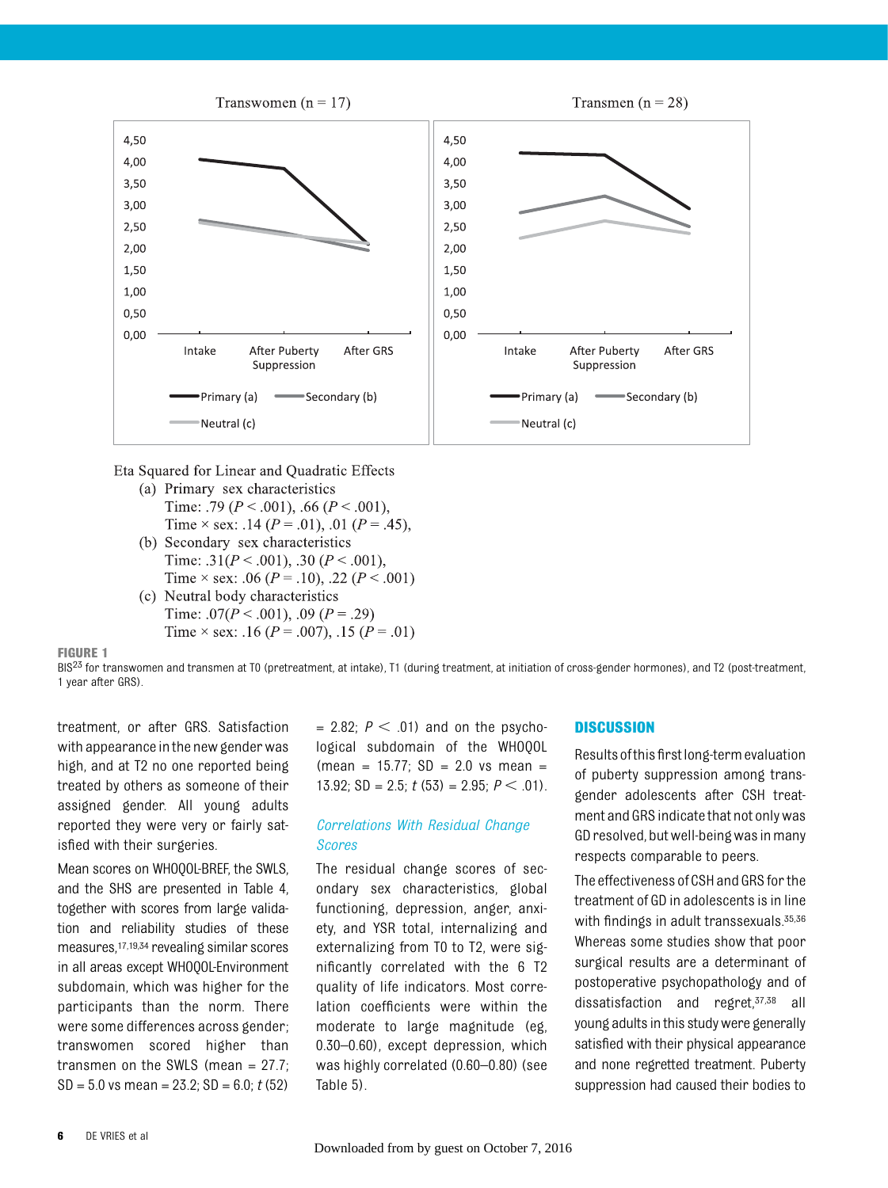Transwomen (n = 17)

Transmen (n = 28)

Eta Squared for Linear and Quadratic Effects

(a) Primary sex characteristics
  Time: .79 ($P < .001$), .66 ($P < .001$),
  Time × sex: .14 ($P = .01$), .01 ($P = .45$),

(b) Secondary sex characteristics
  Time: .31($P < .001$), .30 ($P < .001$),
  Time × sex: .06 ($P = .10$), .22 ($P < .001$)

(c) Neutral body characteristics
  Time: .07($P < .001$), .09 ($P = .29$)
  Time × sex: .16 ($P = .007$), .15 ($P = .01$)

**FIGURE 1**

BIS[23] for transwomen and transmen at T0 (pretreatment, at intake), T1 (during treatment, at initiation of cross-gender hormones), and T2 (post-treatment, 1 year after GRS).

treatment, or after GRS. Satisfaction with appearance in the new gender was high, and at T2 no one reported being treated by others as someone of their assigned gender. All young adults reported they were very or fairly satisfied with their surgeries.

Mean scores on WHOQOL-BREF, the SWLS, and the SHS are presented in Table 4, together with scores from large validation and reliability studies of these measures,[17,19,34] revealing similar scores in all areas except WHOQOL-Environment subdomain, which was higher for the participants than the norm. There were some differences across gender; transwomen scored higher than transmen on the SWLS (mean = 27.7; SD = 5.0 vs mean = 23.2; SD = 6.0; $t$ (52) = 2.82; $P < .01$) and on the psychological subdomain of the WHOQOL (mean = 15.77; SD = 2.0 vs mean = 13.92; SD = 2.5; $t$ (53) = 2.95; $P < .01$).

### *Correlations With Residual Change Scores*

The residual change scores of secondary sex characteristics, global functioning, depression, anger, anxiety, and YSR total, internalizing and externalizing from T0 to T2, were significantly correlated with the 6 T2 quality of life indicators. Most correlation coefficients were within the moderate to large magnitude (eg, 0.30–0.60), except depression, which was highly correlated (0.60–0.80) (see Table 5).

## DISCUSSION

Results of this first long-term evaluation of puberty suppression among transgender adolescents after CSH treatment and GRS indicate that not only was GD resolved, but well-being was in many respects comparable to peers.

The effectiveness of CSH and GRS for the treatment of GD in adolescents is in line with findings in adult transsexuals.[35,36] Whereas some studies show that poor surgical results are a determinant of postoperative psychopathology and of dissatisfaction and regret,[37,38] all young adults in this study were generally satisfied with their physical appearance and none regretted treatment. Puberty suppression had caused their bodies to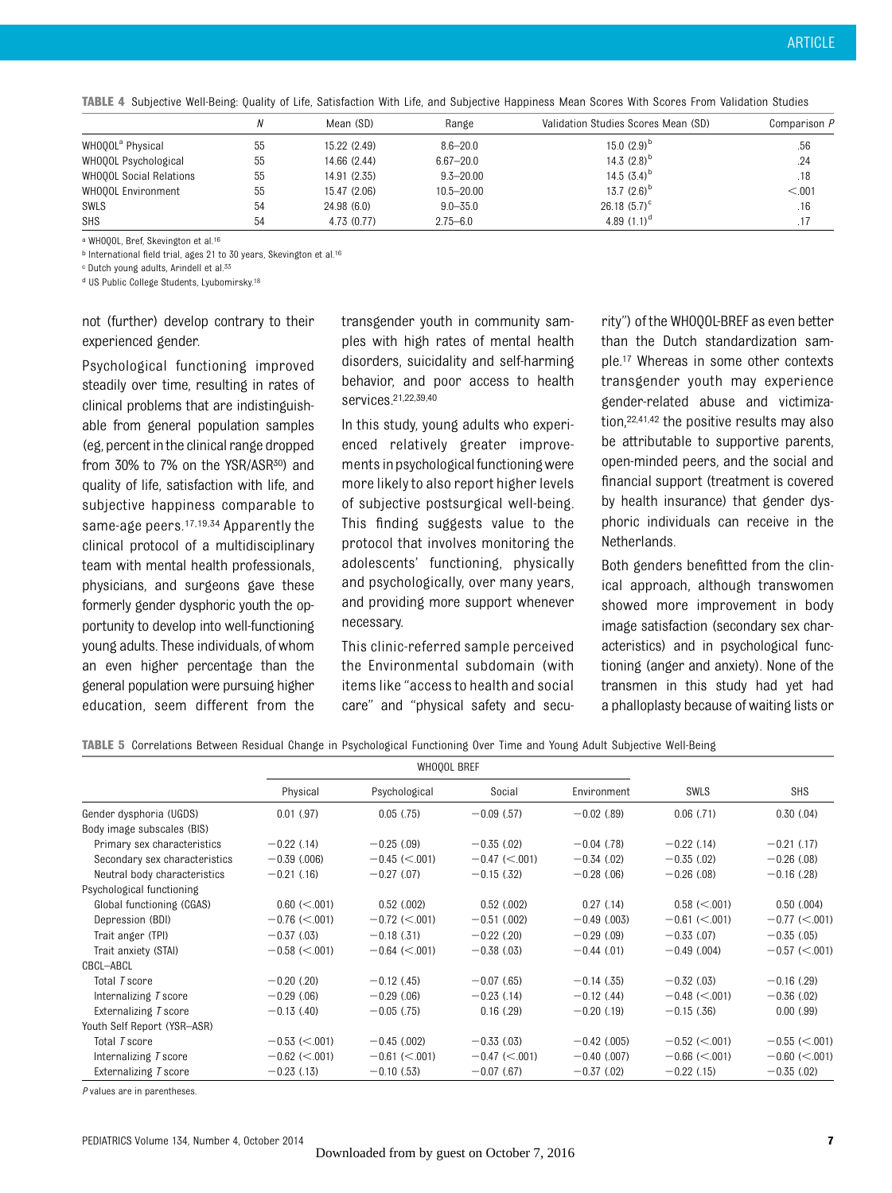**TABLE 4** Subjective Well-Being: Quality of Life, Satisfaction With Life, and Subjective Happiness Mean Scores With Scores From Validation Studies

| | N | Mean (SD) | Range | Validation Studies Scores Mean (SD) | Comparison P |
|---|---|---|---|---|---|
| WHOQOL[a] Physical | 55 | 15.22 (2.49) | 8.6–20.0 | 15.0 (2.9)[b] | .56 |
| WHOQOL Psychological | 55 | 14.66 (2.44) | 6.67–20.0 | 14.3 (2.8)[b] | .24 |
| WHOQOL Social Relations | 55 | 14.91 (2.35) | 9.3–20.00 | 14.5 (3.4)[b] | .18 |
| WHOQOL Environment | 55 | 15.47 (2.06) | 10.5–20.00 | 13.7 (2.6)[b] | <.001 |
| SWLS | 54 | 24.98 (6.0) | 9.0–35.0 | 26.18 (5.7)[c] | .16 |
| SHS | 54 | 4.73 (0.77) | 2.75–6.0 | 4.89 (1.1)[d] | .17 |

[a] WHOQOL, Bref, Skevington et al.[16]
[b] International field trial, ages 21 to 30 years, Skevington et al.[16]
[c] Dutch young adults, Arindell et al.[33]
[d] US Public College Students, Lyubomirsky.[18]

not (further) develop contrary to their experienced gender.

Psychological functioning improved steadily over time, resulting in rates of clinical problems that are indistinguishable from general population samples (eg, percent in the clinical range dropped from 30% to 7% on the YSR/ASR[30]) and quality of life, satisfaction with life, and subjective happiness comparable to same-age peers.[17,19,34] Apparently the clinical protocol of a multidisciplinary team with mental health professionals, physicians, and surgeons gave these formerly gender dysphoric youth the opportunity to develop into well-functioning young adults. These individuals, of whom an even higher percentage than the general population were pursuing higher education, seem different from the transgender youth in community samples with high rates of mental health disorders, suicidality and self-harming behavior, and poor access to health services.[21,22,39,40]

In this study, young adults who experienced relatively greater improvements in psychological functioning were more likely to also report higher levels of subjective postsurgical well-being. This finding suggests value to the protocol that involves monitoring the adolescents' functioning, physically and psychologically, over many years, and providing more support whenever necessary.

This clinic-referred sample perceived the Environmental subdomain (with items like "access to health and social care" and "physical safety and security") of the WHOQOL-BREF as even better than the Dutch standardization sample.[17] Whereas in some other contexts transgender youth may experience gender-related abuse and victimization,[22,41,42] the positive results may also be attributable to supportive parents, open-minded peers, and the social and financial support (treatment is covered by health insurance) that gender dysphoric individuals can receive in the Netherlands.

Both genders benefitted from the clinical approach, although transwomen showed more improvement in body image satisfaction (secondary sex characteristics) and in psychological functioning (anger and anxiety). None of the transmen in this study had yet had a phalloplasty because of waiting lists or

**TABLE 5** Correlations Between Residual Change in Psychological Functioning Over Time and Young Adult Subjective Well-Being

| | WHOQOL BREF | | | | | |
|---|---|---|---|---|---|---|
| | Physical | Psychological | Social | Environment | SWLS | SHS |
| Gender dysphoria (UGDS) | 0.01 (.97) | 0.05 (.75) | −0.09 (.57) | −0.02 (.89) | 0.06 (.71) | 0.30 (.04) |
| Body image subscales (BIS) | | | | | | |
| Primary sex characteristics | −0.22 (.14) | −0.25 (.09) | −0.35 (.02) | −0.04 (.78) | −0.22 (.14) | −0.21 (.17) |
| Secondary sex characteristics | −0.39 (.006) | −0.45 (<.001) | −0.47 (<.001) | −0.34 (.02) | −0.35 (.02) | −0.26 (.08) |
| Neutral body characteristics | −0.21 (.16) | −0.27 (.07) | −0.15 (.32) | −0.28 (.06) | −0.26 (.08) | −0.16 (.28) |
| Psychological functioning | | | | | | |
| Global functioning (CGAS) | 0.60 (<.001) | 0.52 (.002) | 0.52 (.002) | 0.27 (.14) | 0.58 (<.001) | 0.50 (.004) |
| Depression (BDI) | −0.76 (<.001) | −0.72 (<.001) | −0.51 (.002) | −0.49 (.003) | −0.61 (<.001) | −0.77 (<.001) |
| Trait anger (TPI) | −0.37 (.03) | −0.18 (.31) | −0.22 (.20) | −0.29 (.09) | −0.33 (.07) | −0.35 (.05) |
| Trait anxiety (STAI) | −0.58 (<.001) | −0.64 (<.001) | −0.38 (.03) | −0.44 (.01) | −0.49 (.004) | −0.57 (<.001) |
| CBCL–ABCL | | | | | | |
| Total *T* score | −0.20 (.20) | −0.12 (.45) | −0.07 (.65) | −0.14 (.35) | −0.32 (.03) | −0.16 (.29) |
| Internalizing *T* score | −0.29 (.06) | −0.29 (.06) | −0.23 (.14) | −0.12 (.44) | −0.48 (<.001) | −0.36 (.02) |
| Externalizing *T* score | −0.13 (.40) | −0.05 (.75) | 0.16 (.29) | −0.20 (.19) | −0.15 (.36) | 0.00 (.99) |
| Youth Self Report (YSR–ASR) | | | | | | |
| Total *T* score | −0.53 (<.001) | −0.45 (.002) | −0.33 (.03) | −0.42 (.005) | −0.52 (<.001) | −0.55 (<.001) |
| Internalizing *T* score | −0.62 (<.001) | −0.61 (<.001) | −0.47 (<.001) | −0.40 (.007) | −0.66 (<.001) | −0.60 (<.001) |
| Externalizing *T* score | −0.23 (.13) | −0.10 (.53) | −0.07 (.67) | −0.37 (.02) | −0.22 (.15) | −0.35 (.02) |

*P* values are in parentheses.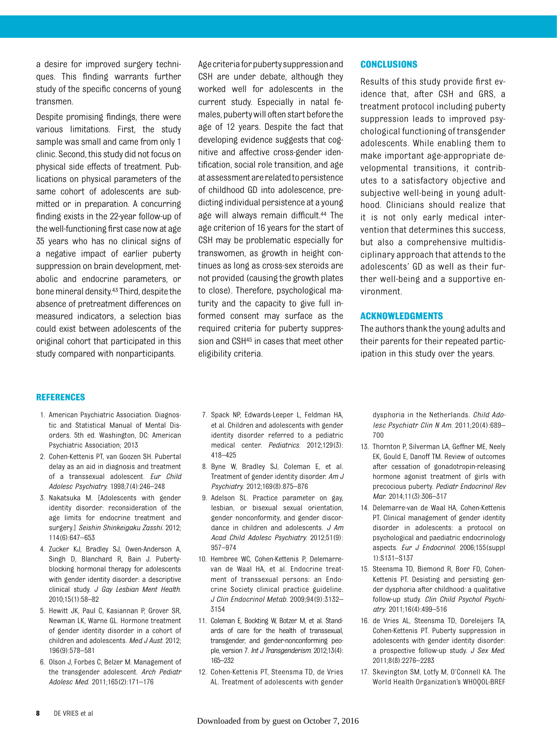a desire for improved surgery techniques. This finding warrants further study of the specific concerns of young transmen.

Despite promising findings, there were various limitations. First, the study sample was small and came from only 1 clinic. Second, this study did not focus on physical side effects of treatment. Publications on physical parameters of the same cohort of adolescents are submitted or in preparation. A concurring finding exists in the 22-year follow-up of the well-functioning first case now at age 35 years who has no clinical signs of a negative impact of earlier puberty suppression on brain development, metabolic and endocrine parameters, or bone mineral density.[43] Third, despite the absence of pretreatment differences on measured indicators, a selection bias could exist between adolescents of the original cohort that participated in this study compared with nonparticipants.

Age criteria for puberty suppression and CSH are under debate, although they worked well for adolescents in the current study. Especially in natal females, puberty will often start before the age of 12 years. Despite the fact that developing evidence suggests that cognitive and affective cross-gender identification, social role transition, and age at assessment are related to persistence of childhood GD into adolescence, predicting individual persistence at a young age will always remain difficult.[44] The age criterion of 16 years for the start of CSH may be problematic especially for transwomen, as growth in height continues as long as cross-sex steroids are not provided (causing the growth plates to close). Therefore, psychological maturity and the capacity to give full informed consent may surface as the required criteria for puberty suppression and CSH[45] in cases that meet other eligibility criteria.

## CONCLUSIONS

Results of this study provide first evidence that, after CSH and GRS, a treatment protocol including puberty suppression leads to improved psychological functioning of transgender adolescents. While enabling them to make important age-appropriate developmental transitions, it contributes to a satisfactory objective and subjective well-being in young adulthood. Clinicians should realize that it is not only early medical intervention that determines this success, but also a comprehensive multidisciplinary approach that attends to the adolescents' GD as well as their further well-being and a supportive environment.

## ACKNOWLEDGMENTS

The authors thank the young adults and their parents for their repeated participation in this study over the years.

## REFERENCES

1. American Psychiatric Association. Diagnostic and Statistical Manual of Mental Disorders. 5th ed. Washington, DC: American Psychiatric Association; 2013
2. Cohen-Kettenis PT, van Goozen SH. Pubertal delay as an aid in diagnosis and treatment of a transsexual adolescent. *Eur Child Adolesc Psychiatry.* 1998;7(4):246–248
3. Nakatsuka M. [Adolescents with gender identity disorder: reconsideration of the age limits for endocrine treatment and surgery.] *Seishin Shinkeigaku Zasshi.* 2012; 114(6):647–653
4. Zucker KJ, Bradley SJ, Owen-Anderson A, Singh D, Blanchard R, Bain J. Puberty-blocking hormonal therapy for adolescents with gender identity disorder: a descriptive clinical study. *J Gay Lesbian Ment Health.* 2010;15(1):58–82
5. Hewitt JK, Paul C, Kasiannan P, Grover SR, Newman LK, Warne GL. Hormone treatment of gender identity disorder in a cohort of children and adolescents. *Med J Aust.* 2012; 196(9):578–581
6. Olson J, Forbes C, Belzer M. Management of the transgender adolescent. *Arch Pediatr Adolesc Med.* 2011;165(2):171–176
7. Spack NP, Edwards-Leeper L, Feldman HA, et al. Children and adolescents with gender identity disorder referred to a pediatric medical center. *Pediatrics.* 2012;129(3): 418–425
8. Byne W, Bradley SJ, Coleman E, et al. Treatment of gender identity disorder. *Am J Psychiatry.* 2012;169(8):875–876
9. Adelson SL. Practice parameter on gay, lesbian, or bisexual sexual orientation, gender nonconformity, and gender discordance in children and adolescents. *J Am Acad Child Adolesc Psychiatry.* 2012;51(9): 957–974
10. Hembree WC, Cohen-Kettenis P, Delemarre-van de Waal HA, et al. Endocrine treatment of transsexual persons: an Endocrine Society clinical practice guideline. *J Clin Endocrinol Metab.* 2009;94(9):3132–3154
11. Coleman E, Bockting W, Botzer M, et al. Standards of care for the health of transsexual, transgender, and gender-nonconforming people, version 7. *Int J Transgenderism.* 2012;13(4): 165–232
12. Cohen-Kettenis PT, Steensma TD, de Vries AL. Treatment of adolescents with gender dysphoria in the Netherlands. *Child Adolesc Psychiatr Clin N Am.* 2011;20(4):689–700
13. Thornton P, Silverman LA, Geffner ME, Neely EK, Gould E, Danoff TM. Review of outcomes after cessation of gonadotropin-releasing hormone agonist treatment of girls with precocious puberty. *Pediatr Endocrinol Rev Mar.* 2014;11(3):306–317
14. Delemarre-van de Waal HA, Cohen-Kettenis PT. Clinical management of gender identity disorder in adolescents: a protocol on psychological and paediatric endocrinology aspects. *Eur J Endocrinol.* 2006;155(suppl 1):S131–S137
15. Steensma TD, Biemond R, Boer FD, Cohen-Kettenis PT. Desisting and persisting gender dysphoria after childhood: a qualitative follow-up study. *Clin Child Psychol Psychiatry.* 2011;16(4):499–516
16. de Vries AL, Steensma TD, Doreleijers TA, Cohen-Kettenis PT. Puberty suppression in adolescents with gender identity disorder: a prospective follow-up study. *J Sex Med.* 2011;8(8):2276–2283
17. Skevington SM, Lotfy M, O'Connell KA. The World Health Organization's WHOQOL-BREF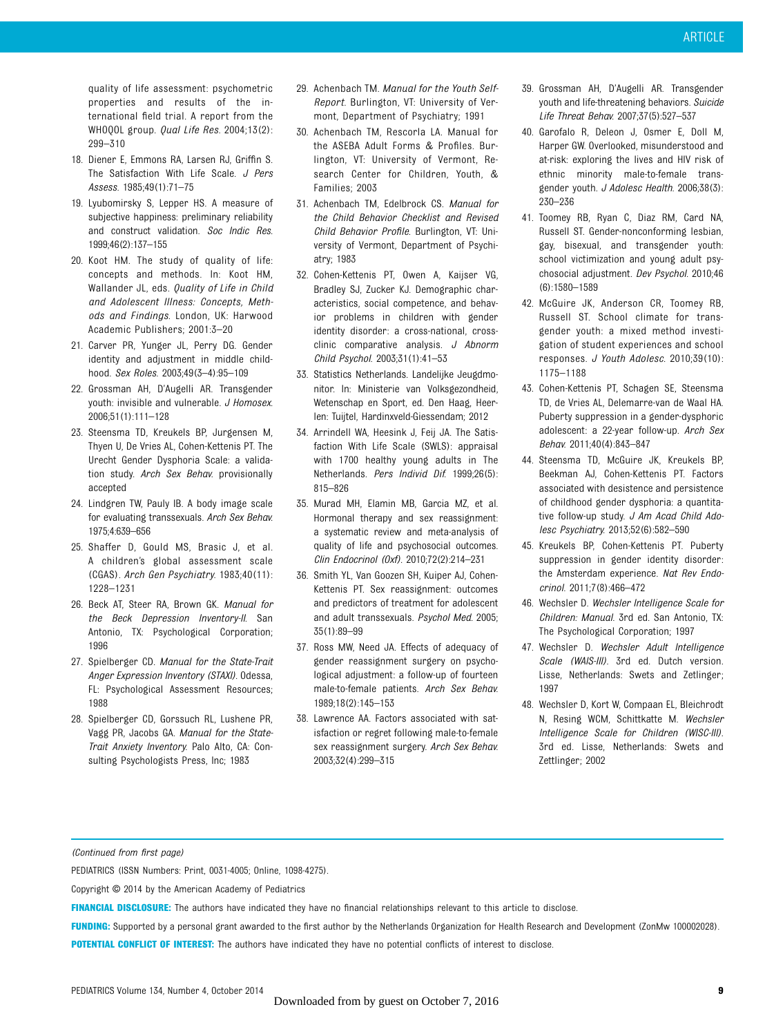quality of life assessment: psychometric properties and results of the international field trial. A report from the WHOQOL group. *Qual Life Res*. 2004;13(2):299–310

18. Diener E, Emmons RA, Larsen RJ, Griffin S. The Satisfaction With Life Scale. *J Pers Assess*. 1985;49(1):71–75
19. Lyubomirsky S, Lepper HS. A measure of subjective happiness: preliminary reliability and construct validation. *Soc Indic Res*. 1999;46(2):137–155
20. Koot HM. The study of quality of life: concepts and methods. In: Koot HM, Wallander JL, eds. *Quality of Life in Child and Adolescent Illness: Concepts, Methods and Findings*. London, UK: Harwood Academic Publishers; 2001:3–20
21. Carver PR, Yunger JL, Perry DG. Gender identity and adjustment in middle childhood. *Sex Roles*. 2003;49(3–4):95–109
22. Grossman AH, D'Augelli AR. Transgender youth: invisible and vulnerable. *J Homosex*. 2006;51(1):111–128
23. Steensma TD, Kreukels BP, Jurgensen M, Thyen U, De Vries AL, Cohen-Kettenis PT. The Urecht Gender Dysphoria Scale: a validation study. *Arch Sex Behav*. provisionally accepted
24. Lindgren TW, Pauly IB. A body image scale for evaluating transsexuals. *Arch Sex Behav*. 1975;4:639–656
25. Shaffer D, Gould MS, Brasic J, et al. A children's global assessment scale (CGAS). *Arch Gen Psychiatry*. 1983;40(11):1228–1231
26. Beck AT, Steer RA, Brown GK. *Manual for the Beck Depression Inventory-II*. San Antonio, TX: Psychological Corporation; 1996
27. Spielberger CD. *Manual for the State-Trait Anger Expression Inventory (STAXI)*. Odessa, FL: Psychological Assessment Resources; 1988
28. Spielberger CD, Gorssuch RL, Lushene PR, Vagg PR, Jacobs GA. *Manual for the State-Trait Anxiety Inventory*. Palo Alto, CA: Consulting Psychologists Press, Inc; 1983
29. Achenbach TM. *Manual for the Youth Self-Report*. Burlington, VT: University of Vermont, Department of Psychiatry; 1991
30. Achenbach TM, Rescorla LA. Manual for the ASEBA Adult Forms & Profiles. Burlington, VT: University of Vermont, Research Center for Children, Youth, & Families; 2003
31. Achenbach TM, Edelbrock CS. *Manual for the Child Behavior Checklist and Revised Child Behavior Profile*. Burlington, VT: University of Vermont, Department of Psychiatry; 1983
32. Cohen-Kettenis PT, Owen A, Kaijser VG, Bradley SJ, Zucker KJ. Demographic characteristics, social competence, and behavior problems in children with gender identity disorder: a cross-national, cross-clinic comparative analysis. *J Abnorm Child Psychol*. 2003;31(1):41–53
33. Statistics Netherlands. Landelijke Jeugdmonitor. In: Ministerie van Volksgezondheid, Wetenschap en Sport, ed. Den Haag, Heerlen: Tuijtel, Hardinxveld-Giessendam; 2012
34. Arrindell WA, Heesink J, Feij JA. The Satisfaction With Life Scale (SWLS): appraisal with 1700 healthy young adults in The Netherlands. *Pers Individ Dif*. 1999;26(5):815–826
35. Murad MH, Elamin MB, Garcia MZ, et al. Hormonal therapy and sex reassignment: a systematic review and meta-analysis of quality of life and psychosocial outcomes. *Clin Endocrinol (Oxf)*. 2010;72(2):214–231
36. Smith YL, Van Goozen SH, Kuiper AJ, Cohen-Kettenis PT. Sex reassignment: outcomes and predictors of treatment for adolescent and adult transsexuals. *Psychol Med*. 2005;35(1):89–99
37. Ross MW, Need JA. Effects of adequacy of gender reassignment surgery on psychological adjustment: a follow-up of fourteen male-to-female patients. *Arch Sex Behav*. 1989;18(2):145–153
38. Lawrence AA. Factors associated with satisfaction or regret following male-to-female sex reassignment surgery. *Arch Sex Behav*. 2003;32(4):299–315
39. Grossman AH, D'Augelli AR. Transgender youth and life-threatening behaviors. *Suicide Life Threat Behav*. 2007;37(5):527–537
40. Garofalo R, Deleon J, Osmer E, Doll M, Harper GW. Overlooked, misunderstood and at-risk: exploring the lives and HIV risk of ethnic minority male-to-female transgender youth. *J Adolesc Health*. 2006;38(3):230–236
41. Toomey RB, Ryan C, Diaz RM, Card NA, Russell ST. Gender-nonconforming lesbian, gay, bisexual, and transgender youth: school victimization and young adult psychosocial adjustment. *Dev Psychol*. 2010;46(6):1580–1589
42. McGuire JK, Anderson CR, Toomey RB, Russell ST. School climate for transgender youth: a mixed method investigation of student experiences and school responses. *J Youth Adolesc*. 2010;39(10):1175–1188
43. Cohen-Kettenis PT, Schagen SE, Steensma TD, de Vries AL, Delemarre-van de Waal HA. Puberty suppression in a gender-dysphoric adolescent: a 22-year follow-up. *Arch Sex Behav*. 2011;40(4):843–847
44. Steensma TD, McGuire JK, Kreukels BP, Beekman AJ, Cohen-Kettenis PT. Factors associated with desistence and persistence of childhood gender dysphoria: a quantitative follow-up study. *J Am Acad Child Adolesc Psychiatry*. 2013;52(6):582–590
45. Kreukels BP, Cohen-Kettenis PT. Puberty suppression in gender identity disorder: the Amsterdam experience. *Nat Rev Endocrinol*. 2011;7(8):466–472
46. Wechsler D. *Wechsler Intelligence Scale for Children: Manual*. 3rd ed. San Antonio, TX: The Psychological Corporation; 1997
47. Wechsler D. *Wechsler Adult Intelligence Scale (WAIS-III)*. 3rd ed. Dutch version. Lisse, Netherlands: Swets and Zetlinger; 1997
48. Wechsler D, Kort W, Compaan EL, Bleichrodt N, Resing WCM, Schittkatte M. *Wechsler Intelligence Scale for Children (WISC-III)*. 3rd ed. Lisse, Netherlands: Swets and Zettlinger; 2002

---

*(Continued from first page)*

PEDIATRICS (ISSN Numbers: Print, 0031-4005; Online, 1098-4275).

Copyright © 2014 by the American Academy of Pediatrics

**FINANCIAL DISCLOSURE:** The authors have indicated they have no financial relationships relevant to this article to disclose.

**FUNDING:** Supported by a personal grant awarded to the first author by the Netherlands Organization for Health Research and Development (ZonMw 100002028).

**POTENTIAL CONFLICT OF INTEREST:** The authors have indicated they have no potential conflicts of interest to disclose.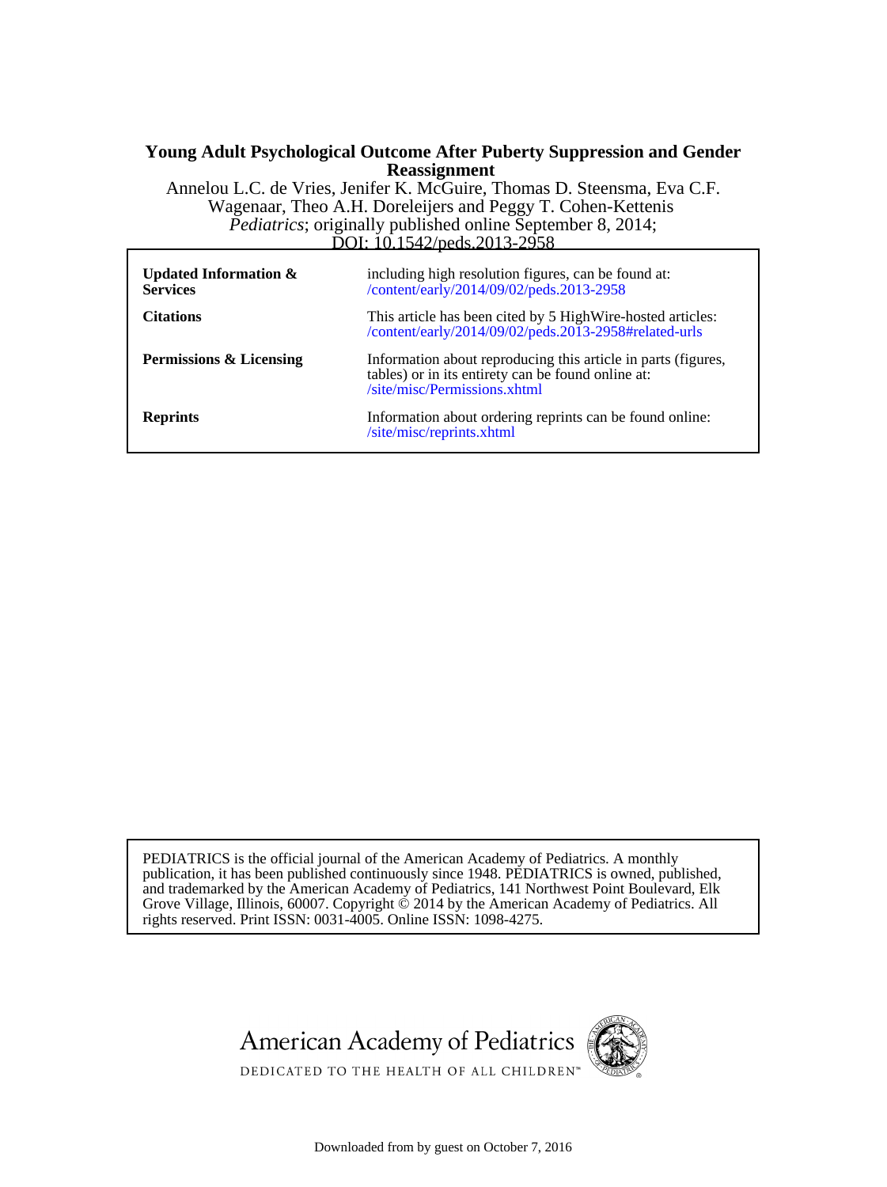**Young Adult Psychological Outcome After Puberty Suppression and Gender Reassignment**

Annelou L.C. de Vries, Jenifer K. McGuire, Thomas D. Steensma, Eva C.F. Wagenaar, Theo A.H. Doreleijers and Peggy T. Cohen-Kettenis

*Pediatrics*; originally published online September 8, 2014;

DOI: 10.1542/peds.2013-2958

| | |
|---|---|
| **Updated Information & Services** | including high resolution figures, can be found at: /content/early/2014/09/02/peds.2013-2958 |
| **Citations** | This article has been cited by 5 HighWire-hosted articles: /content/early/2014/09/02/peds.2013-2958#related-urls |
| **Permissions & Licensing** | Information about reproducing this article in parts (figures, tables) or in its entirety can be found online at: /site/misc/Permissions.xhtml |
| **Reprints** | Information about ordering reprints can be found online: /site/misc/reprints.xhtml |

PEDIATRICS is the official journal of the American Academy of Pediatrics. A monthly publication, it has been published continuously since 1948. PEDIATRICS is owned, published, and trademarked by the American Academy of Pediatrics, 141 Northwest Point Boulevard, Elk Grove Village, Illinois, 60007. Copyright © 2014 by the American Academy of Pediatrics. All rights reserved. Print ISSN: 0031-4005. Online ISSN: 1098-4275.

American Academy of Pediatrics

DEDICATED TO THE HEALTH OF ALL CHILDREN™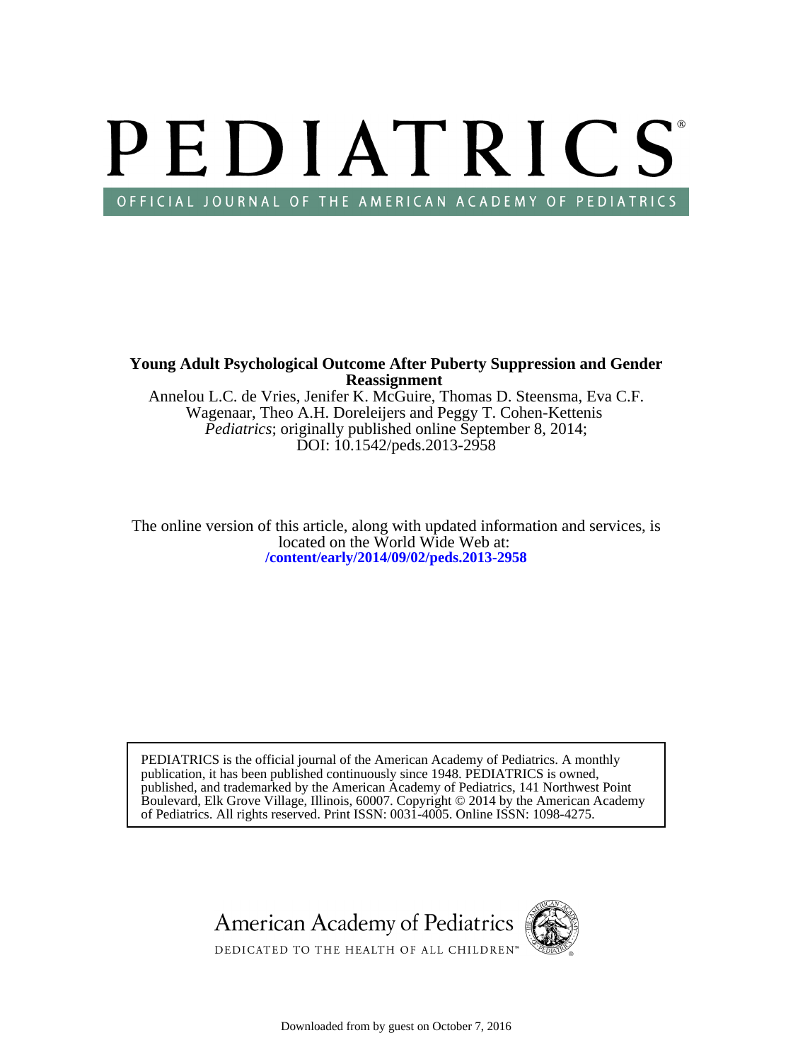PEDIATRICS®

OFFICIAL JOURNAL OF THE AMERICAN ACADEMY OF PEDIATRICS

**Young Adult Psychological Outcome After Puberty Suppression and Gender Reassignment**

Annelou L.C. de Vries, Jenifer K. McGuire, Thomas D. Steensma, Eva C.F. Wagenaar, Theo A.H. Doreleijers and Peggy T. Cohen-Kettenis

*Pediatrics*; originally published online September 8, 2014;

DOI: 10.1542/peds.2013-2958

The online version of this article, along with updated information and services, is located on the World Wide Web at:

**/content/early/2014/09/02/peds.2013-2958**

PEDIATRICS is the official journal of the American Academy of Pediatrics. A monthly publication, it has been published continuously since 1948. PEDIATRICS is owned, published, and trademarked by the American Academy of Pediatrics, 141 Northwest Point Boulevard, Elk Grove Village, Illinois, 60007. Copyright © 2014 by the American Academy of Pediatrics. All rights reserved. Print ISSN: 0031-4005. Online ISSN: 1098-4275.

American Academy of Pediatrics

DEDICATED TO THE HEALTH OF ALL CHILDREN™

Downloaded from by guest on October 7, 2016